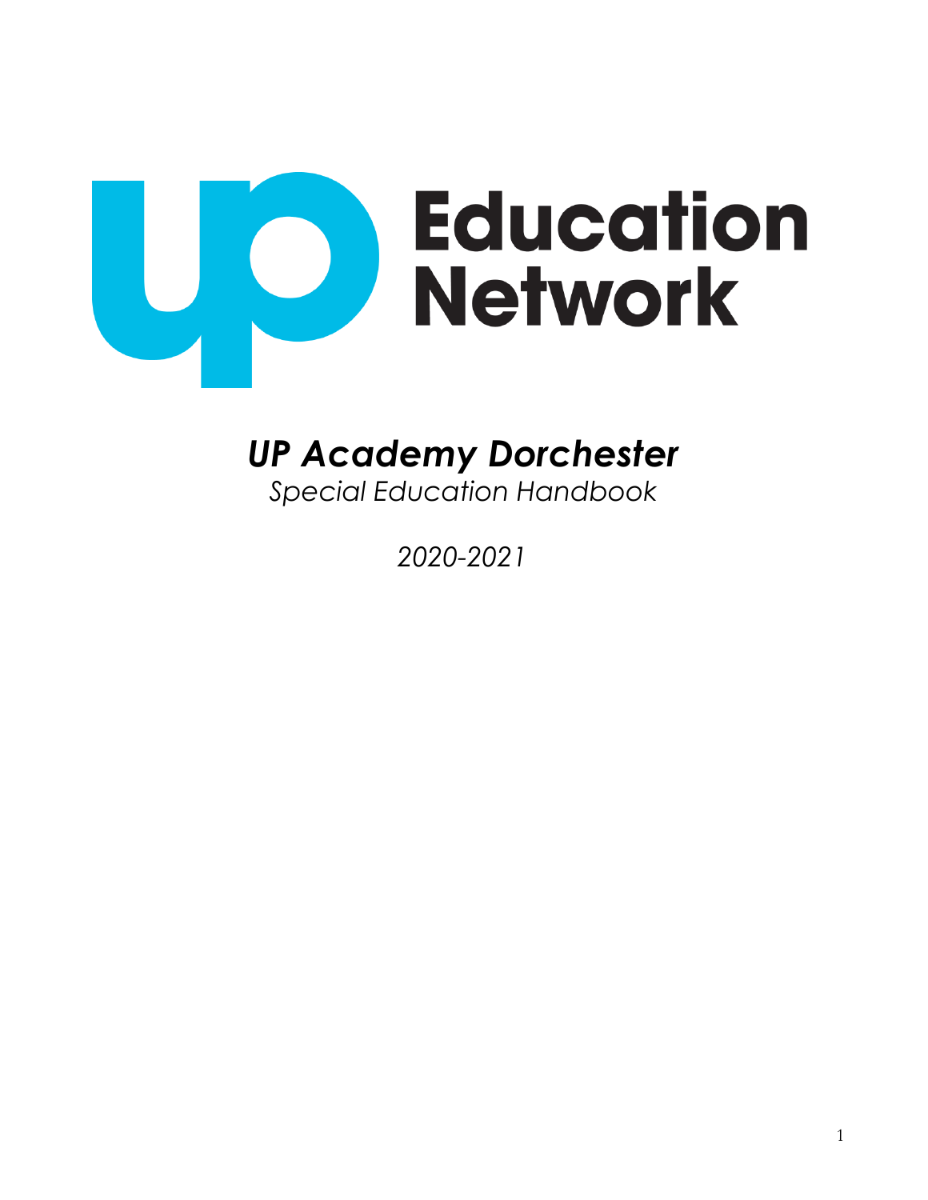UP Education Network

# *UP Academy Dorchester*

*Special Education Handbook*

*2020-2021*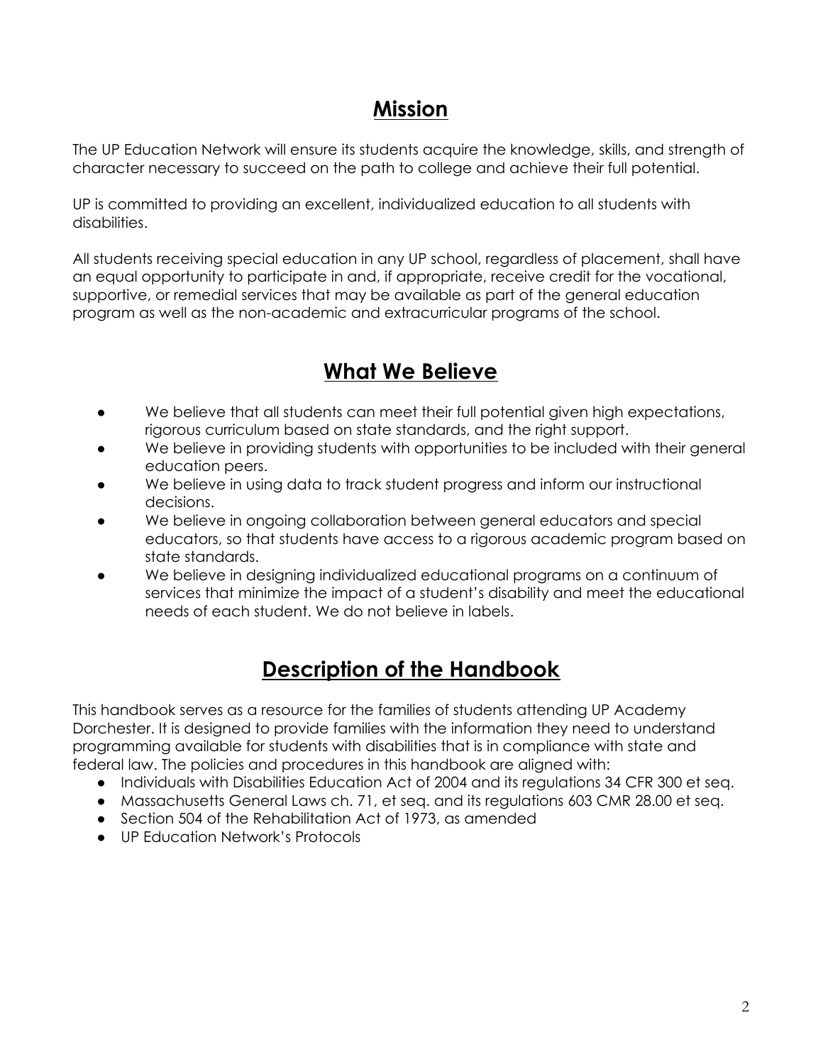## Mission

The UP Education Network will ensure its students acquire the knowledge, skills, and strength of character necessary to succeed on the path to college and achieve their full potential.

UP is committed to providing an excellent, individualized education to all students with disabilities.

All students receiving special education in any UP school, regardless of placement, shall have an equal opportunity to participate in and, if appropriate, receive credit for the vocational, supportive, or remedial services that may be available as part of the general education program as well as the non-academic and extracurricular programs of the school.

## What We Believe

- We believe that all students can meet their full potential given high expectations, rigorous curriculum based on state standards, and the right support.
- We believe in providing students with opportunities to be included with their general education peers.
- We believe in using data to track student progress and inform our instructional decisions.
- We believe in ongoing collaboration between general educators and special educators, so that students have access to a rigorous academic program based on state standards.
- We believe in designing individualized educational programs on a continuum of services that minimize the impact of a student's disability and meet the educational needs of each student. We do not believe in labels.

## Description of the Handbook

This handbook serves as a resource for the families of students attending UP Academy Dorchester. It is designed to provide families with the information they need to understand programming available for students with disabilities that is in compliance with state and federal law. The policies and procedures in this handbook are aligned with:

- Individuals with Disabilities Education Act of 2004 and its regulations 34 CFR 300 et seq.
- Massachusetts General Laws ch. 71, et seq. and its regulations 603 CMR 28.00 et seq.
- Section 504 of the Rehabilitation Act of 1973, as amended
- UP Education Network's Protocols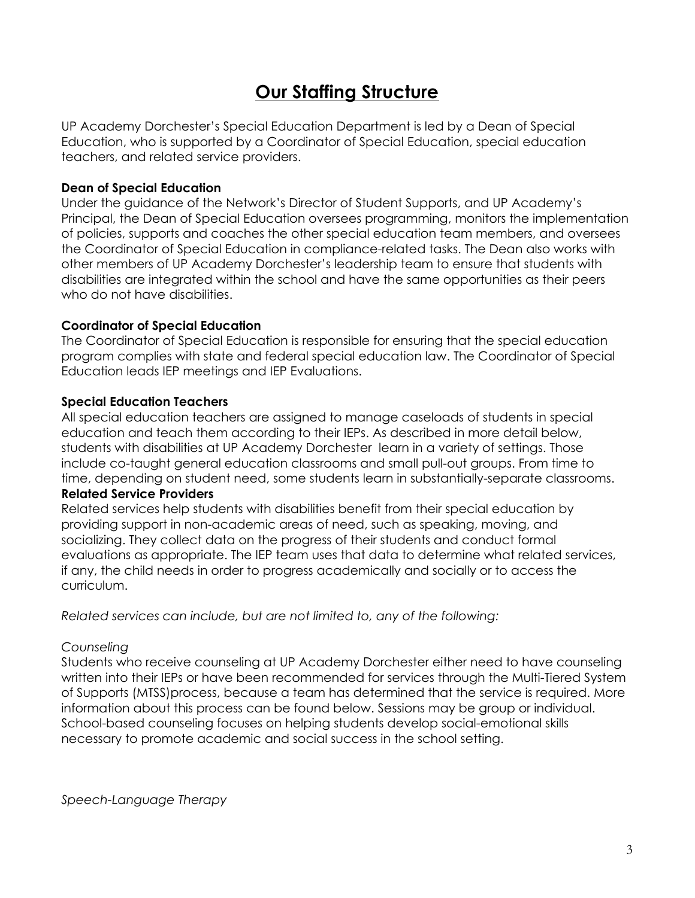# Our Staffing Structure

UP Academy Dorchester's Special Education Department is led by a Dean of Special Education, who is supported by a Coordinator of Special Education, special education teachers, and related service providers.

**Dean of Special Education**

Under the guidance of the Network's Director of Student Supports, and UP Academy's Principal, the Dean of Special Education oversees programming, monitors the implementation of policies, supports and coaches the other special education team members, and oversees the Coordinator of Special Education in compliance-related tasks. The Dean also works with other members of UP Academy Dorchester's leadership team to ensure that students with disabilities are integrated within the school and have the same opportunities as their peers who do not have disabilities.

**Coordinator of Special Education**

The Coordinator of Special Education is responsible for ensuring that the special education program complies with state and federal special education law. The Coordinator of Special Education leads IEP meetings and IEP Evaluations.

**Special Education Teachers**

All special education teachers are assigned to manage caseloads of students in special education and teach them according to their IEPs. As described in more detail below, students with disabilities at UP Academy Dorchester learn in a variety of settings. Those include co-taught general education classrooms and small pull-out groups. From time to time, depending on student need, some students learn in substantially-separate classrooms.

**Related Service Providers**

Related services help students with disabilities benefit from their special education by providing support in non-academic areas of need, such as speaking, moving, and socializing. They collect data on the progress of their students and conduct formal evaluations as appropriate. The IEP team uses that data to determine what related services, if any, the child needs in order to progress academically and socially or to access the curriculum.

*Related services can include, but are not limited to, any of the following:*

*Counseling*

Students who receive counseling at UP Academy Dorchester either need to have counseling written into their IEPs or have been recommended for services through the Multi-Tiered System of Supports (MTSS)process, because a team has determined that the service is required. More information about this process can be found below. Sessions may be group or individual. School-based counseling focuses on helping students develop social-emotional skills necessary to promote academic and social success in the school setting.

*Speech-Language Therapy*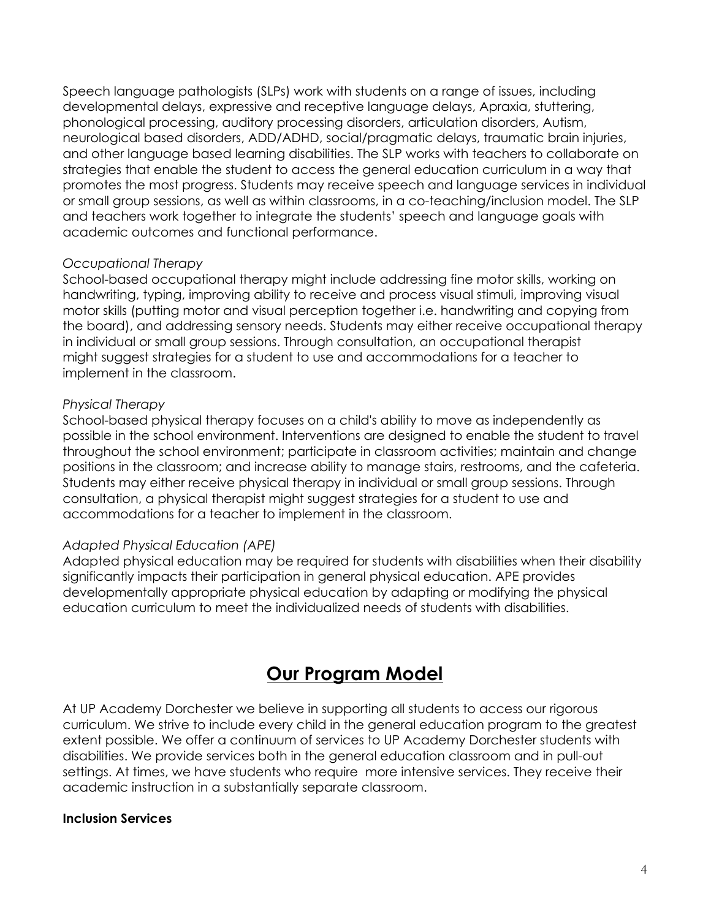Speech language pathologists (SLPs) work with students on a range of issues, including developmental delays, expressive and receptive language delays, Apraxia, stuttering, phonological processing, auditory processing disorders, articulation disorders, Autism, neurological based disorders, ADD/ADHD, social/pragmatic delays, traumatic brain injuries, and other language based learning disabilities. The SLP works with teachers to collaborate on strategies that enable the student to access the general education curriculum in a way that promotes the most progress. Students may receive speech and language services in individual or small group sessions, as well as within classrooms, in a co-teaching/inclusion model. The SLP and teachers work together to integrate the students' speech and language goals with academic outcomes and functional performance.

*Occupational Therapy*

School-based occupational therapy might include addressing fine motor skills, working on handwriting, typing, improving ability to receive and process visual stimuli, improving visual motor skills (putting motor and visual perception together i.e. handwriting and copying from the board), and addressing sensory needs. Students may either receive occupational therapy in individual or small group sessions. Through consultation, an occupational therapist might suggest strategies for a student to use and accommodations for a teacher to implement in the classroom.

*Physical Therapy*

School-based physical therapy focuses on a child's ability to move as independently as possible in the school environment. Interventions are designed to enable the student to travel throughout the school environment; participate in classroom activities; maintain and change positions in the classroom; and increase ability to manage stairs, restrooms, and the cafeteria. Students may either receive physical therapy in individual or small group sessions. Through consultation, a physical therapist might suggest strategies for a student to use and accommodations for a teacher to implement in the classroom.

*Adapted Physical Education (APE)*

Adapted physical education may be required for students with disabilities when their disability significantly impacts their participation in general physical education. APE provides developmentally appropriate physical education by adapting or modifying the physical education curriculum to meet the individualized needs of students with disabilities.

# Our Program Model

At UP Academy Dorchester we believe in supporting all students to access our rigorous curriculum. We strive to include every child in the general education program to the greatest extent possible. We offer a continuum of services to UP Academy Dorchester students with disabilities. We provide services both in the general education classroom and in pull-out settings. At times, we have students who require more intensive services. They receive their academic instruction in a substantially separate classroom.

**Inclusion Services**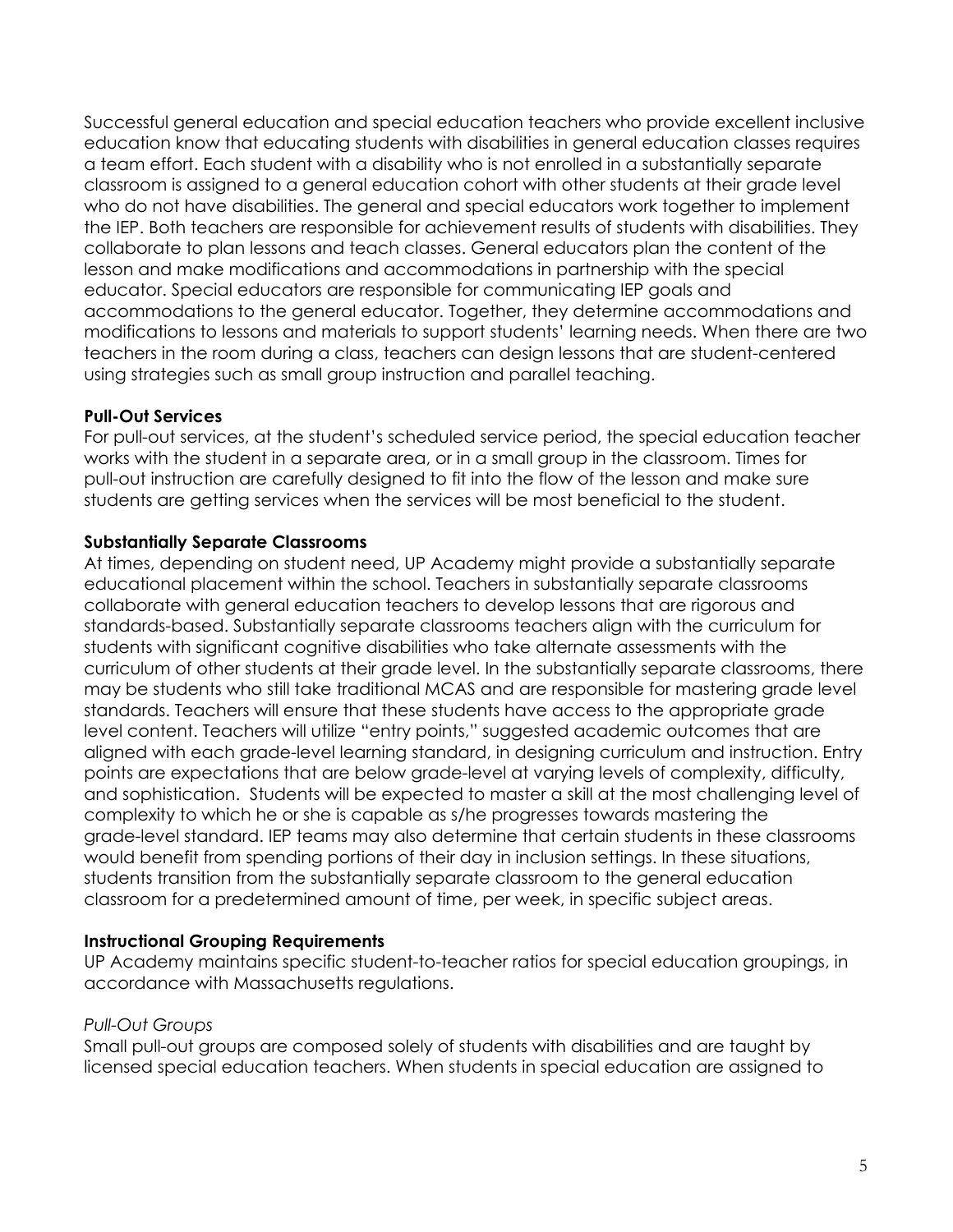Successful general education and special education teachers who provide excellent inclusive education know that educating students with disabilities in general education classes requires a team effort. Each student with a disability who is not enrolled in a substantially separate classroom is assigned to a general education cohort with other students at their grade level who do not have disabilities. The general and special educators work together to implement the IEP. Both teachers are responsible for achievement results of students with disabilities. They collaborate to plan lessons and teach classes. General educators plan the content of the lesson and make modifications and accommodations in partnership with the special educator. Special educators are responsible for communicating IEP goals and accommodations to the general educator. Together, they determine accommodations and modifications to lessons and materials to support students' learning needs. When there are two teachers in the room during a class, teachers can design lessons that are student-centered using strategies such as small group instruction and parallel teaching.

**Pull-Out Services**

For pull-out services, at the student's scheduled service period, the special education teacher works with the student in a separate area, or in a small group in the classroom. Times for pull-out instruction are carefully designed to fit into the flow of the lesson and make sure students are getting services when the services will be most beneficial to the student.

**Substantially Separate Classrooms**

At times, depending on student need, UP Academy might provide a substantially separate educational placement within the school. Teachers in substantially separate classrooms collaborate with general education teachers to develop lessons that are rigorous and standards-based. Substantially separate classrooms teachers align with the curriculum for students with significant cognitive disabilities who take alternate assessments with the curriculum of other students at their grade level. In the substantially separate classrooms, there may be students who still take traditional MCAS and are responsible for mastering grade level standards. Teachers will ensure that these students have access to the appropriate grade level content. Teachers will utilize "entry points," suggested academic outcomes that are aligned with each grade-level learning standard, in designing curriculum and instruction. Entry points are expectations that are below grade-level at varying levels of complexity, difficulty, and sophistication. Students will be expected to master a skill at the most challenging level of complexity to which he or she is capable as s/he progresses towards mastering the grade-level standard. IEP teams may also determine that certain students in these classrooms would benefit from spending portions of their day in inclusion settings. In these situations, students transition from the substantially separate classroom to the general education classroom for a predetermined amount of time, per week, in specific subject areas.

**Instructional Grouping Requirements**

UP Academy maintains specific student-to-teacher ratios for special education groupings, in accordance with Massachusetts regulations.

*Pull-Out Groups*

Small pull-out groups are composed solely of students with disabilities and are taught by licensed special education teachers. When students in special education are assigned to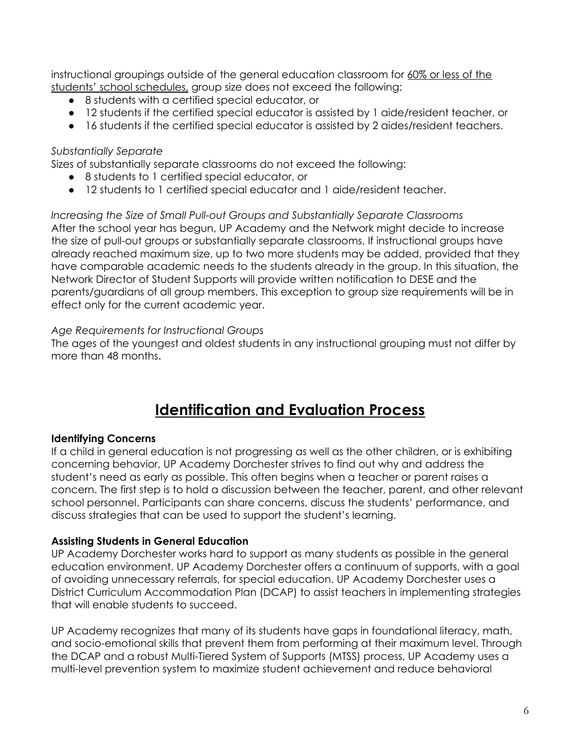instructional groupings outside of the general education classroom for <u>60% or less of the students' school schedules,</u> group size does not exceed the following:

- 8 students with a certified special educator, or
- 12 students if the certified special educator is assisted by 1 aide/resident teacher, or
- 16 students if the certified special educator is assisted by 2 aides/resident teachers.

*Substantially Separate*

Sizes of substantially separate classrooms do not exceed the following:

- 8 students to 1 certified special educator, or
- 12 students to 1 certified special educator and 1 aide/resident teacher.

*Increasing the Size of Small Pull-out Groups and Substantially Separate Classrooms*

After the school year has begun, UP Academy and the Network might decide to increase the size of pull-out groups or substantially separate classrooms. If instructional groups have already reached maximum size, up to two more students may be added, provided that they have comparable academic needs to the students already in the group. In this situation, the Network Director of Student Supports will provide written notification to DESE and the parents/guardians of all group members. This exception to group size requirements will be in effect only for the current academic year.

*Age Requirements for Instructional Groups*

The ages of the youngest and oldest students in any instructional grouping must not differ by more than 48 months.

# Identification and Evaluation Process

**Identifying Concerns**

If a child in general education is not progressing as well as the other children, or is exhibiting concerning behavior, UP Academy Dorchester strives to find out why and address the student's need as early as possible. This often begins when a teacher or parent raises a concern. The first step is to hold a discussion between the teacher, parent, and other relevant school personnel. Participants can share concerns, discuss the students' performance, and discuss strategies that can be used to support the student's learning.

**Assisting Students in General Education**

UP Academy Dorchester works hard to support as many students as possible in the general education environment. UP Academy Dorchester offers a continuum of supports, with a goal of avoiding unnecessary referrals, for special education. UP Academy Dorchester uses a District Curriculum Accommodation Plan (DCAP) to assist teachers in implementing strategies that will enable students to succeed.

UP Academy recognizes that many of its students have gaps in foundational literacy, math, and socio-emotional skills that prevent them from performing at their maximum level. Through the DCAP and a robust Multi-Tiered System of Supports (MTSS) process, UP Academy uses a multi-level prevention system to maximize student achievement and reduce behavioral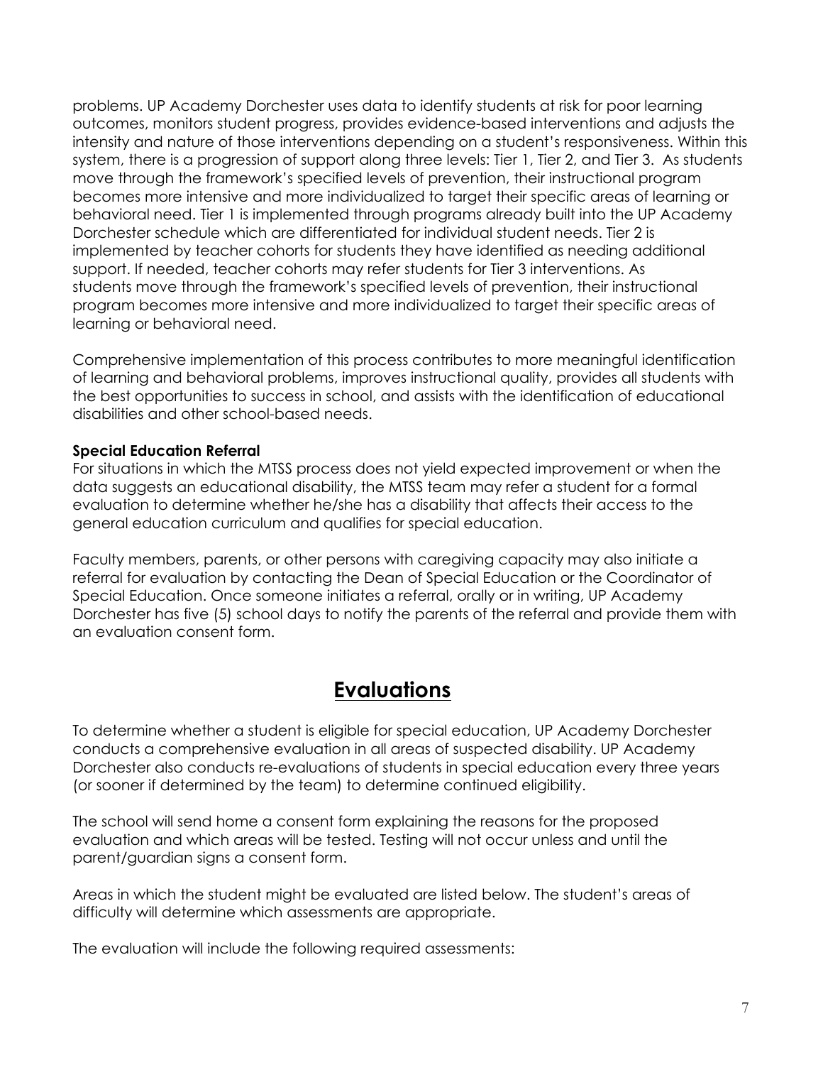problems. UP Academy Dorchester uses data to identify students at risk for poor learning outcomes, monitors student progress, provides evidence-based interventions and adjusts the intensity and nature of those interventions depending on a student's responsiveness. Within this system, there is a progression of support along three levels: Tier 1, Tier 2, and Tier 3. As students move through the framework's specified levels of prevention, their instructional program becomes more intensive and more individualized to target their specific areas of learning or behavioral need. Tier 1 is implemented through programs already built into the UP Academy Dorchester schedule which are differentiated for individual student needs. Tier 2 is implemented by teacher cohorts for students they have identified as needing additional support. If needed, teacher cohorts may refer students for Tier 3 interventions. As students move through the framework's specified levels of prevention, their instructional program becomes more intensive and more individualized to target their specific areas of learning or behavioral need.

Comprehensive implementation of this process contributes to more meaningful identification of learning and behavioral problems, improves instructional quality, provides all students with the best opportunities to success in school, and assists with the identification of educational disabilities and other school-based needs.

**Special Education Referral**

For situations in which the MTSS process does not yield expected improvement or when the data suggests an educational disability, the MTSS team may refer a student for a formal evaluation to determine whether he/she has a disability that affects their access to the general education curriculum and qualifies for special education.

Faculty members, parents, or other persons with caregiving capacity may also initiate a referral for evaluation by contacting the Dean of Special Education or the Coordinator of Special Education. Once someone initiates a referral, orally or in writing, UP Academy Dorchester has five (5) school days to notify the parents of the referral and provide them with an evaluation consent form.

## Evaluations

To determine whether a student is eligible for special education, UP Academy Dorchester conducts a comprehensive evaluation in all areas of suspected disability. UP Academy Dorchester also conducts re-evaluations of students in special education every three years (or sooner if determined by the team) to determine continued eligibility.

The school will send home a consent form explaining the reasons for the proposed evaluation and which areas will be tested. Testing will not occur unless and until the parent/guardian signs a consent form.

Areas in which the student might be evaluated are listed below. The student's areas of difficulty will determine which assessments are appropriate.

The evaluation will include the following required assessments: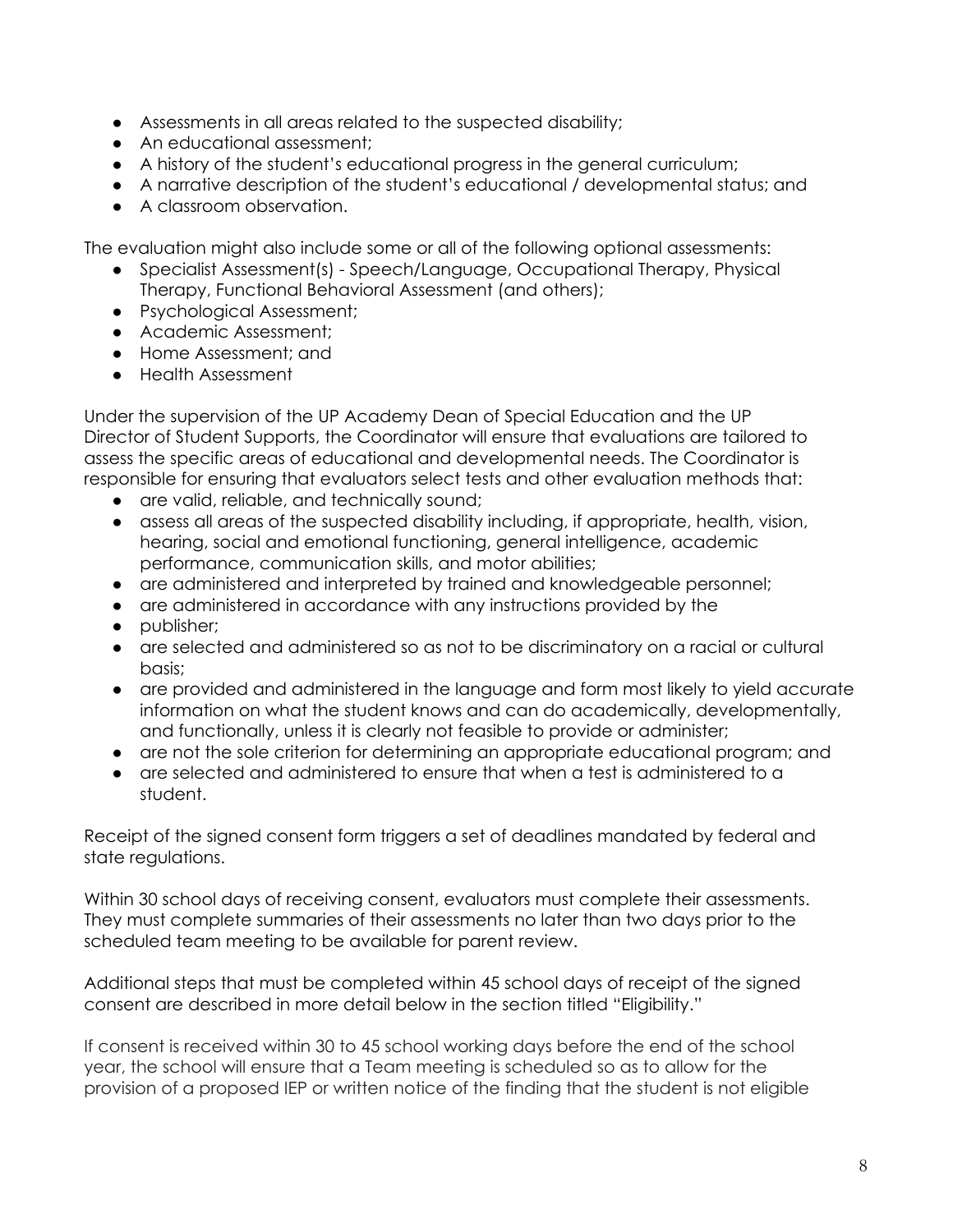- Assessments in all areas related to the suspected disability;
- An educational assessment;
- A history of the student's educational progress in the general curriculum;
- A narrative description of the student's educational / developmental status; and
- A classroom observation.

The evaluation might also include some or all of the following optional assessments:

- Specialist Assessment(s) - Speech/Language, Occupational Therapy, Physical Therapy, Functional Behavioral Assessment (and others);
- Psychological Assessment;
- Academic Assessment;
- Home Assessment; and
- Health Assessment

Under the supervision of the UP Academy Dean of Special Education and the UP Director of Student Supports, the Coordinator will ensure that evaluations are tailored to assess the specific areas of educational and developmental needs. The Coordinator is responsible for ensuring that evaluators select tests and other evaluation methods that:

- are valid, reliable, and technically sound;
- assess all areas of the suspected disability including, if appropriate, health, vision, hearing, social and emotional functioning, general intelligence, academic performance, communication skills, and motor abilities;
- are administered and interpreted by trained and knowledgeable personnel;
- are administered in accordance with any instructions provided by the
- publisher;
- are selected and administered so as not to be discriminatory on a racial or cultural basis;
- are provided and administered in the language and form most likely to yield accurate information on what the student knows and can do academically, developmentally, and functionally, unless it is clearly not feasible to provide or administer;
- are not the sole criterion for determining an appropriate educational program; and
- are selected and administered to ensure that when a test is administered to a student.

Receipt of the signed consent form triggers a set of deadlines mandated by federal and state regulations.

Within 30 school days of receiving consent, evaluators must complete their assessments. They must complete summaries of their assessments no later than two days prior to the scheduled team meeting to be available for parent review.

Additional steps that must be completed within 45 school days of receipt of the signed consent are described in more detail below in the section titled "Eligibility."

If consent is received within 30 to 45 school working days before the end of the school year, the school will ensure that a Team meeting is scheduled so as to allow for the provision of a proposed IEP or written notice of the finding that the student is not eligible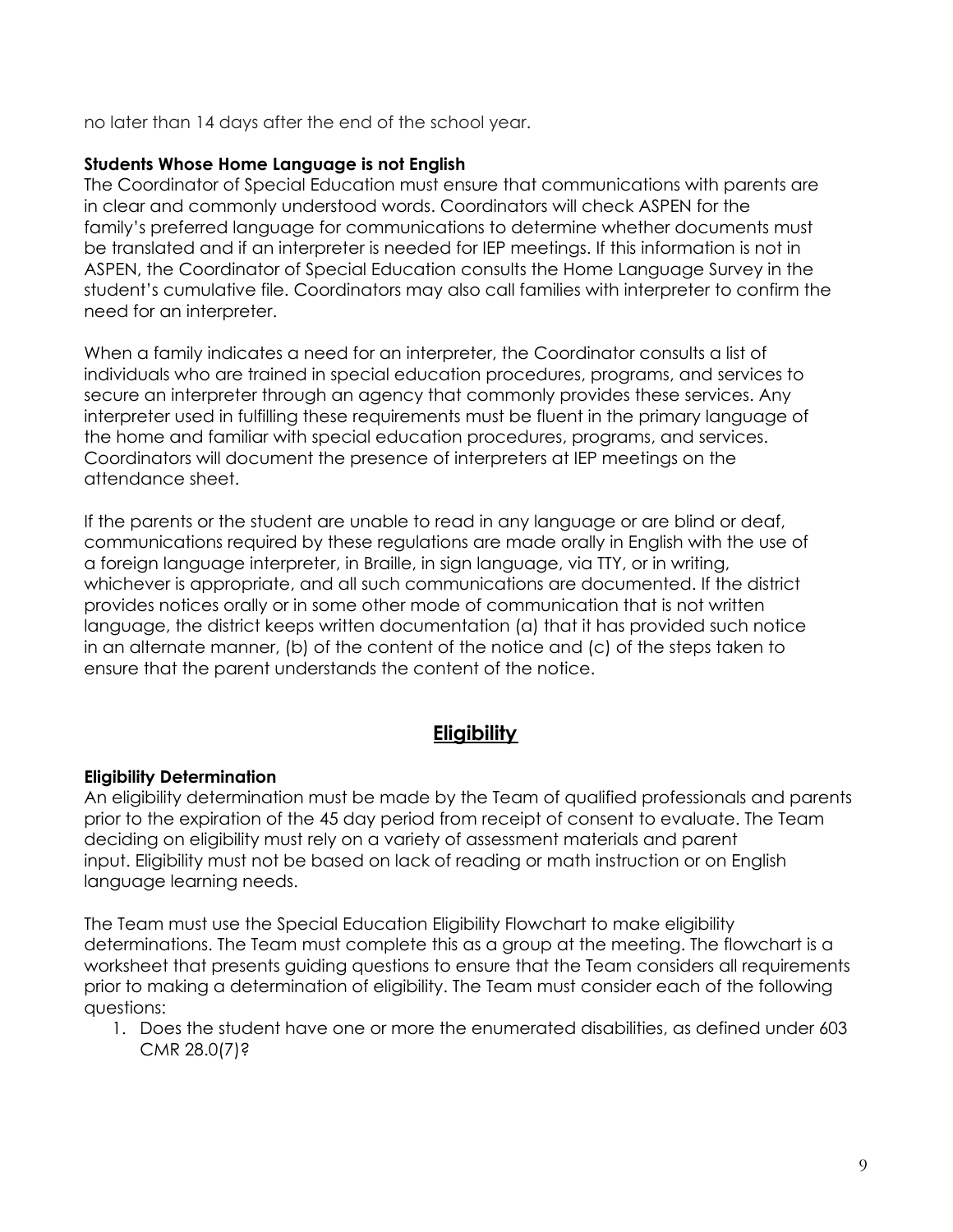no later than 14 days after the end of the school year.

**Students Whose Home Language is not English**

The Coordinator of Special Education must ensure that communications with parents are in clear and commonly understood words. Coordinators will check ASPEN for the family's preferred language for communications to determine whether documents must be translated and if an interpreter is needed for IEP meetings. If this information is not in ASPEN, the Coordinator of Special Education consults the Home Language Survey in the student's cumulative file. Coordinators may also call families with interpreter to confirm the need for an interpreter.

When a family indicates a need for an interpreter, the Coordinator consults a list of individuals who are trained in special education procedures, programs, and services to secure an interpreter through an agency that commonly provides these services. Any interpreter used in fulfilling these requirements must be fluent in the primary language of the home and familiar with special education procedures, programs, and services. Coordinators will document the presence of interpreters at IEP meetings on the attendance sheet.

If the parents or the student are unable to read in any language or are blind or deaf, communications required by these regulations are made orally in English with the use of a foreign language interpreter, in Braille, in sign language, via TTY, or in writing, whichever is appropriate, and all such communications are documented. If the district provides notices orally or in some other mode of communication that is not written language, the district keeps written documentation (a) that it has provided such notice in an alternate manner, (b) of the content of the notice and (c) of the steps taken to ensure that the parent understands the content of the notice.

## Eligibility

**Eligibility Determination**

An eligibility determination must be made by the Team of qualified professionals and parents prior to the expiration of the 45 day period from receipt of consent to evaluate. The Team deciding on eligibility must rely on a variety of assessment materials and parent input. Eligibility must not be based on lack of reading or math instruction or on English language learning needs.

The Team must use the Special Education Eligibility Flowchart to make eligibility determinations. The Team must complete this as a group at the meeting. The flowchart is a worksheet that presents guiding questions to ensure that the Team considers all requirements prior to making a determination of eligibility. The Team must consider each of the following questions:

1. Does the student have one or more the enumerated disabilities, as defined under 603 CMR 28.0(7)?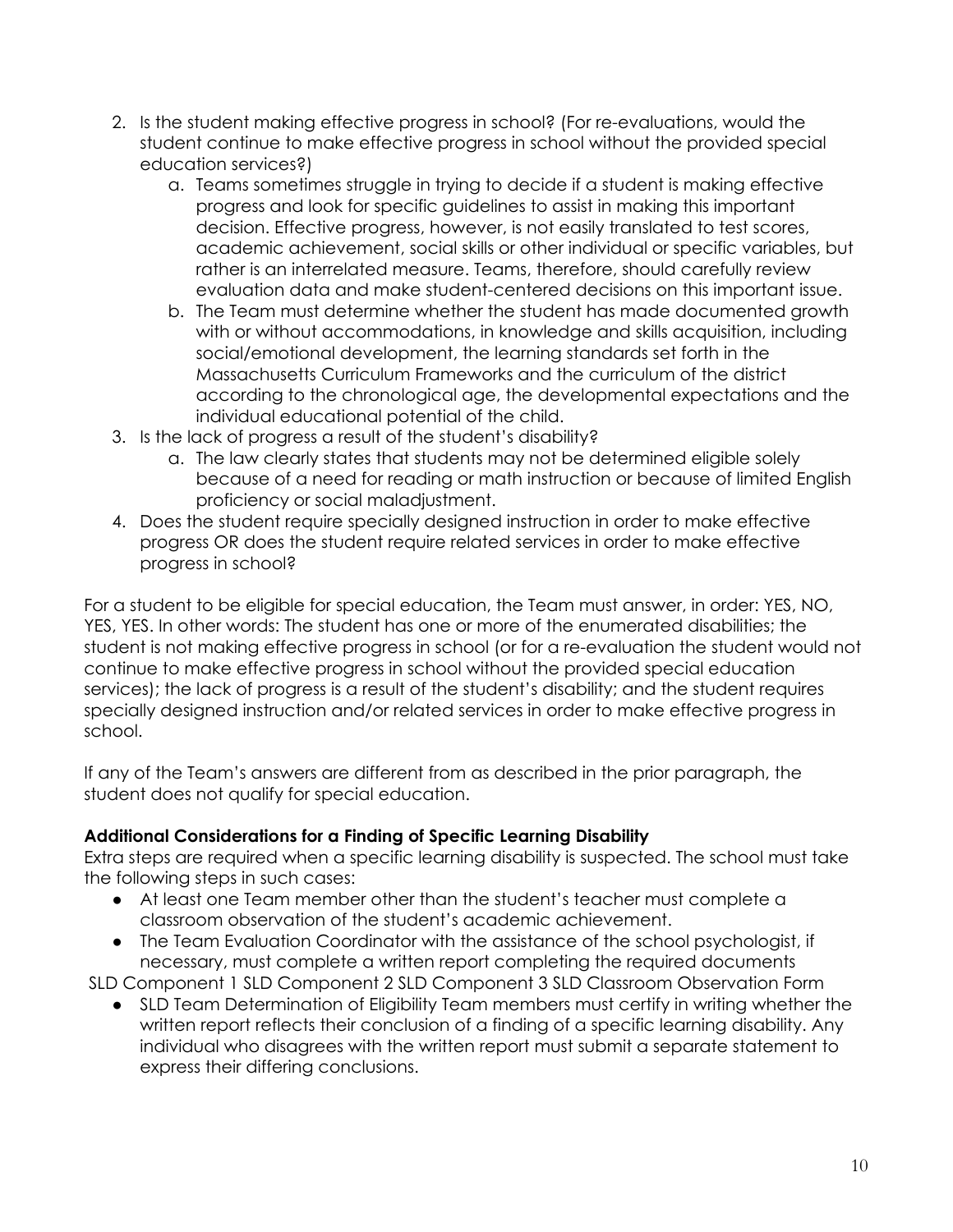2. Is the student making effective progress in school? (For re-evaluations, would the student continue to make effective progress in school without the provided special education services?)
    a. Teams sometimes struggle in trying to decide if a student is making effective progress and look for specific guidelines to assist in making this important decision. Effective progress, however, is not easily translated to test scores, academic achievement, social skills or other individual or specific variables, but rather is an interrelated measure. Teams, therefore, should carefully review evaluation data and make student-centered decisions on this important issue.
    b. The Team must determine whether the student has made documented growth with or without accommodations, in knowledge and skills acquisition, including social/emotional development, the learning standards set forth in the Massachusetts Curriculum Frameworks and the curriculum of the district according to the chronological age, the developmental expectations and the individual educational potential of the child.
3. Is the lack of progress a result of the student's disability?
    a. The law clearly states that students may not be determined eligible solely because of a need for reading or math instruction or because of limited English proficiency or social maladjustment.
4. Does the student require specially designed instruction in order to make effective progress OR does the student require related services in order to make effective progress in school?

For a student to be eligible for special education, the Team must answer, in order: YES, NO, YES, YES. In other words: The student has one or more of the enumerated disabilities; the student is not making effective progress in school (or for a re-evaluation the student would not continue to make effective progress in school without the provided special education services); the lack of progress is a result of the student's disability; and the student requires specially designed instruction and/or related services in order to make effective progress in school.

If any of the Team's answers are different from as described in the prior paragraph, the student does not qualify for special education.

**Additional Considerations for a Finding of Specific Learning Disability**

Extra steps are required when a specific learning disability is suspected. The school must take the following steps in such cases:

- At least one Team member other than the student's teacher must complete a classroom observation of the student's academic achievement.
- The Team Evaluation Coordinator with the assistance of the school psychologist, if necessary, must complete a written report completing the required documents

SLD Component 1 SLD Component 2 SLD Component 3 SLD Classroom Observation Form

- SLD Team Determination of Eligibility Team members must certify in writing whether the written report reflects their conclusion of a finding of a specific learning disability. Any individual who disagrees with the written report must submit a separate statement to express their differing conclusions.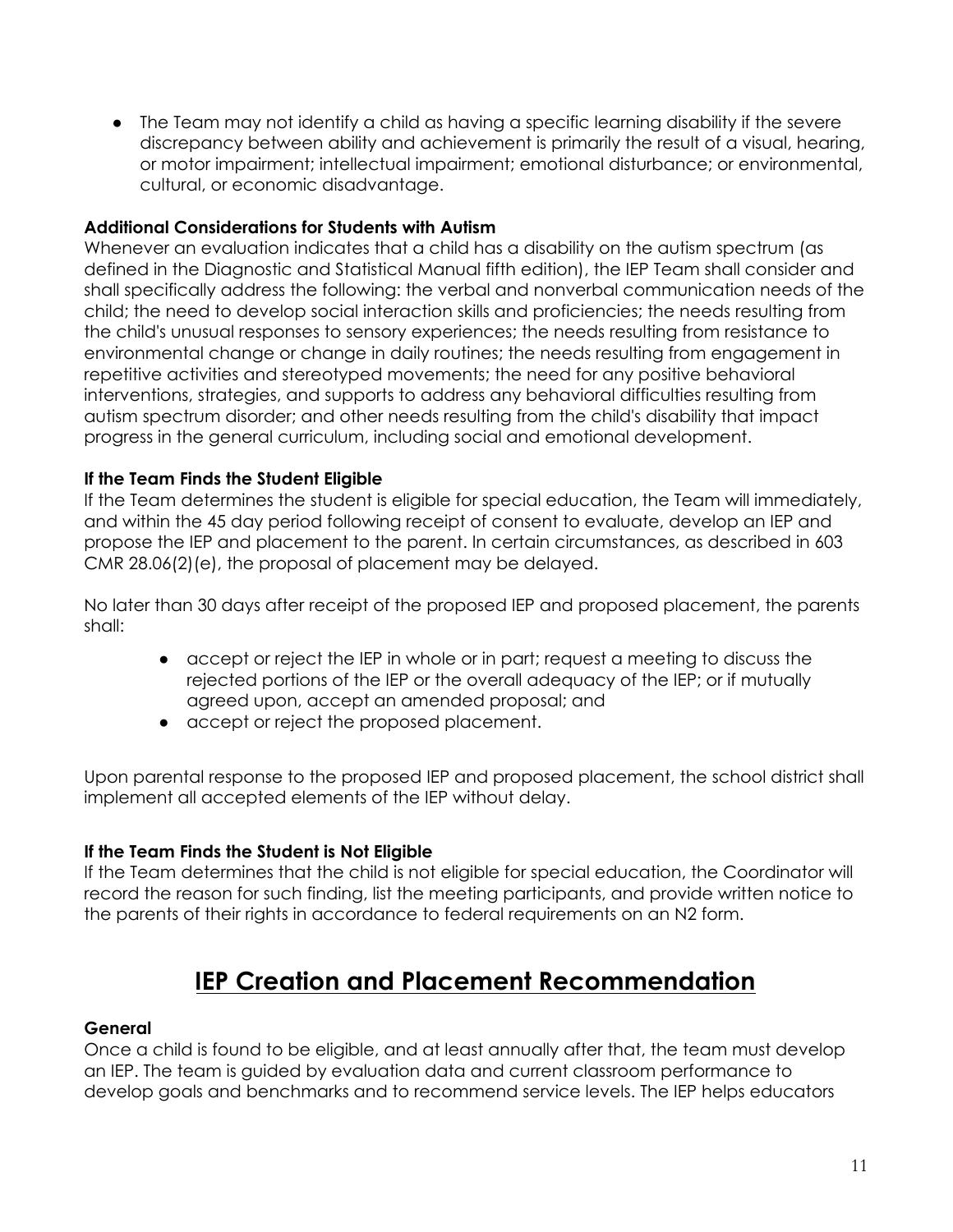- The Team may not identify a child as having a specific learning disability if the severe discrepancy between ability and achievement is primarily the result of a visual, hearing, or motor impairment; intellectual impairment; emotional disturbance; or environmental, cultural, or economic disadvantage.

**Additional Considerations for Students with Autism**

Whenever an evaluation indicates that a child has a disability on the autism spectrum (as defined in the Diagnostic and Statistical Manual fifth edition), the IEP Team shall consider and shall specifically address the following: the verbal and nonverbal communication needs of the child; the need to develop social interaction skills and proficiencies; the needs resulting from the child's unusual responses to sensory experiences; the needs resulting from resistance to environmental change or change in daily routines; the needs resulting from engagement in repetitive activities and stereotyped movements; the need for any positive behavioral interventions, strategies, and supports to address any behavioral difficulties resulting from autism spectrum disorder; and other needs resulting from the child's disability that impact progress in the general curriculum, including social and emotional development.

**If the Team Finds the Student Eligible**

If the Team determines the student is eligible for special education, the Team will immediately, and within the 45 day period following receipt of consent to evaluate, develop an IEP and propose the IEP and placement to the parent. In certain circumstances, as described in 603 CMR 28.06(2)(e), the proposal of placement may be delayed.

No later than 30 days after receipt of the proposed IEP and proposed placement, the parents shall:

- accept or reject the IEP in whole or in part; request a meeting to discuss the rejected portions of the IEP or the overall adequacy of the IEP; or if mutually agreed upon, accept an amended proposal; and
- accept or reject the proposed placement.

Upon parental response to the proposed IEP and proposed placement, the school district shall implement all accepted elements of the IEP without delay.

**If the Team Finds the Student is Not Eligible**

If the Team determines that the child is not eligible for special education, the Coordinator will record the reason for such finding, list the meeting participants, and provide written notice to the parents of their rights in accordance to federal requirements on an N2 form.

# IEP Creation and Placement Recommendation

**General**

Once a child is found to be eligible, and at least annually after that, the team must develop an IEP. The team is guided by evaluation data and current classroom performance to develop goals and benchmarks and to recommend service levels. The IEP helps educators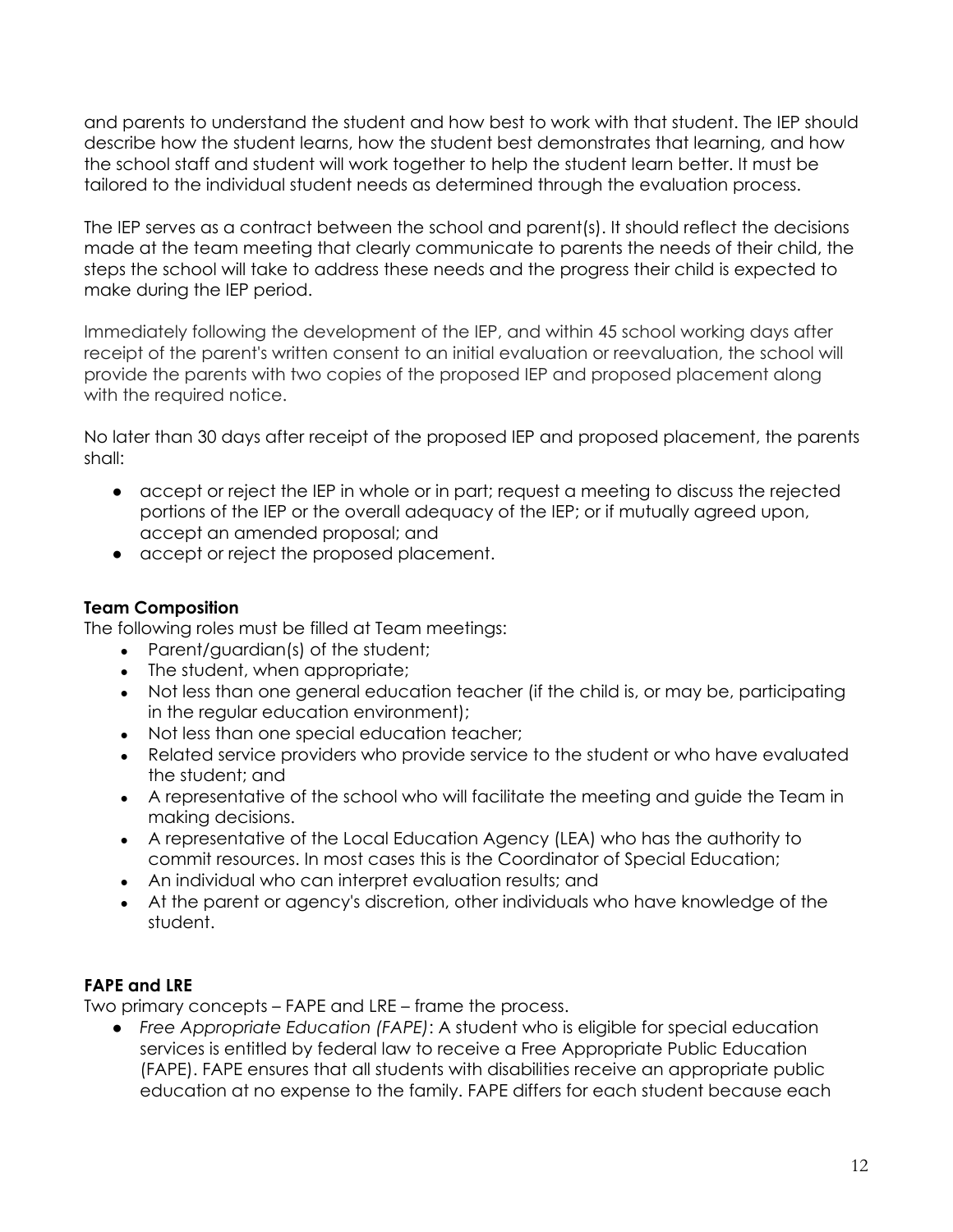and parents to understand the student and how best to work with that student. The IEP should describe how the student learns, how the student best demonstrates that learning, and how the school staff and student will work together to help the student learn better. It must be tailored to the individual student needs as determined through the evaluation process.

The IEP serves as a contract between the school and parent(s). It should reflect the decisions made at the team meeting that clearly communicate to parents the needs of their child, the steps the school will take to address these needs and the progress their child is expected to make during the IEP period.

Immediately following the development of the IEP, and within 45 school working days after receipt of the parent's written consent to an initial evaluation or reevaluation, the school will provide the parents with two copies of the proposed IEP and proposed placement along with the required notice.

No later than 30 days after receipt of the proposed IEP and proposed placement, the parents shall:

- accept or reject the IEP in whole or in part; request a meeting to discuss the rejected portions of the IEP or the overall adequacy of the IEP; or if mutually agreed upon, accept an amended proposal; and
- accept or reject the proposed placement.

**Team Composition**

The following roles must be filled at Team meetings:

- Parent/guardian(s) of the student;
- The student, when appropriate;
- Not less than one general education teacher (if the child is, or may be, participating in the regular education environment);
- Not less than one special education teacher;
- Related service providers who provide service to the student or who have evaluated the student; and
- A representative of the school who will facilitate the meeting and guide the Team in making decisions.
- A representative of the Local Education Agency (LEA) who has the authority to commit resources. In most cases this is the Coordinator of Special Education;
- An individual who can interpret evaluation results; and
- At the parent or agency's discretion, other individuals who have knowledge of the student.

**FAPE and LRE**

Two primary concepts – FAPE and LRE – frame the process.

- *Free Appropriate Education (FAPE)*: A student who is eligible for special education services is entitled by federal law to receive a Free Appropriate Public Education (FAPE). FAPE ensures that all students with disabilities receive an appropriate public education at no expense to the family. FAPE differs for each student because each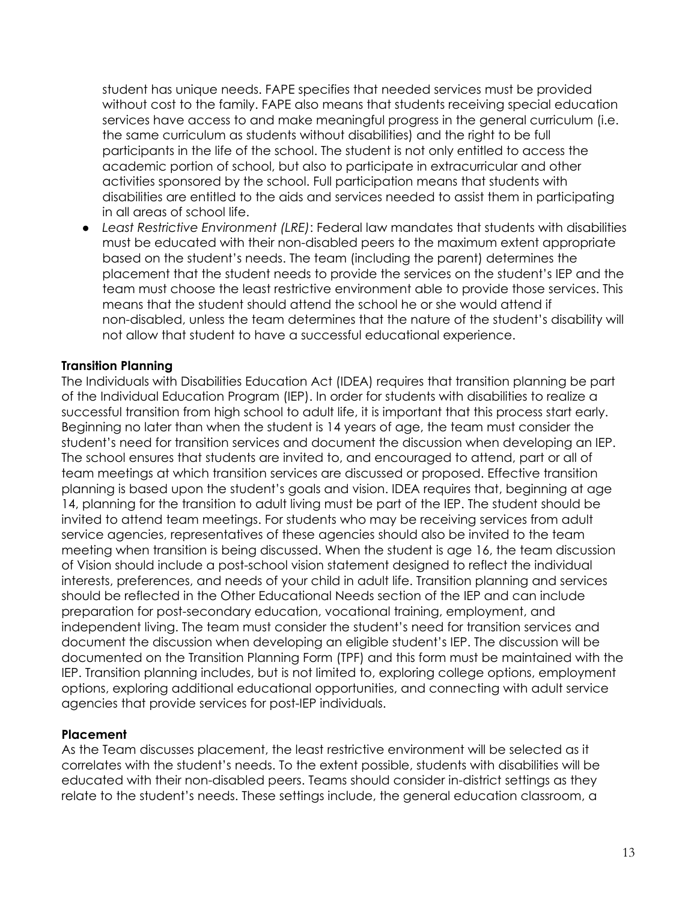student has unique needs. FAPE specifies that needed services must be provided without cost to the family. FAPE also means that students receiving special education services have access to and make meaningful progress in the general curriculum (i.e. the same curriculum as students without disabilities) and the right to be full participants in the life of the school. The student is not only entitled to access the academic portion of school, but also to participate in extracurricular and other activities sponsored by the school. Full participation means that students with disabilities are entitled to the aids and services needed to assist them in participating in all areas of school life.

- *Least Restrictive Environment (LRE)*: Federal law mandates that students with disabilities must be educated with their non-disabled peers to the maximum extent appropriate based on the student's needs. The team (including the parent) determines the placement that the student needs to provide the services on the student's IEP and the team must choose the least restrictive environment able to provide those services. This means that the student should attend the school he or she would attend if non-disabled, unless the team determines that the nature of the student's disability will not allow that student to have a successful educational experience.

**Transition Planning**

The Individuals with Disabilities Education Act (IDEA) requires that transition planning be part of the Individual Education Program (IEP). In order for students with disabilities to realize a successful transition from high school to adult life, it is important that this process start early. Beginning no later than when the student is 14 years of age, the team must consider the student's need for transition services and document the discussion when developing an IEP. The school ensures that students are invited to, and encouraged to attend, part or all of team meetings at which transition services are discussed or proposed. Effective transition planning is based upon the student's goals and vision. IDEA requires that, beginning at age 14, planning for the transition to adult living must be part of the IEP. The student should be invited to attend team meetings. For students who may be receiving services from adult service agencies, representatives of these agencies should also be invited to the team meeting when transition is being discussed. When the student is age 16, the team discussion of Vision should include a post-school vision statement designed to reflect the individual interests, preferences, and needs of your child in adult life. Transition planning and services should be reflected in the Other Educational Needs section of the IEP and can include preparation for post-secondary education, vocational training, employment, and independent living. The team must consider the student's need for transition services and document the discussion when developing an eligible student's IEP. The discussion will be documented on the Transition Planning Form (TPF) and this form must be maintained with the IEP. Transition planning includes, but is not limited to, exploring college options, employment options, exploring additional educational opportunities, and connecting with adult service agencies that provide services for post-IEP individuals.

**Placement**

As the Team discusses placement, the least restrictive environment will be selected as it correlates with the student's needs. To the extent possible, students with disabilities will be educated with their non-disabled peers. Teams should consider in-district settings as they relate to the student's needs. These settings include, the general education classroom, a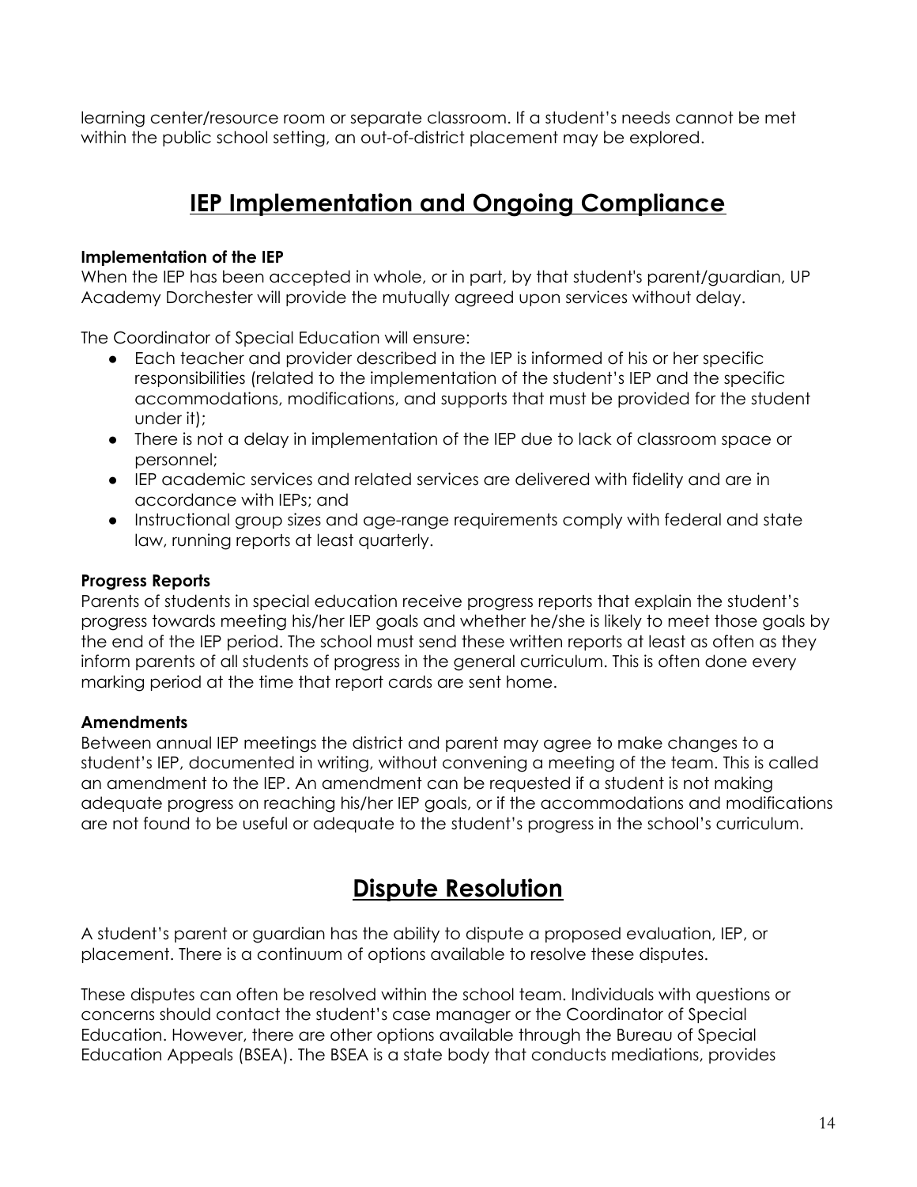learning center/resource room or separate classroom. If a student's needs cannot be met within the public school setting, an out-of-district placement may be explored.

## IEP Implementation and Ongoing Compliance

**Implementation of the IEP**
When the IEP has been accepted in whole, or in part, by that student's parent/guardian, UP Academy Dorchester will provide the mutually agreed upon services without delay.

The Coordinator of Special Education will ensure:

- Each teacher and provider described in the IEP is informed of his or her specific responsibilities (related to the implementation of the student's IEP and the specific accommodations, modifications, and supports that must be provided for the student under it);
- There is not a delay in implementation of the IEP due to lack of classroom space or personnel;
- IEP academic services and related services are delivered with fidelity and are in accordance with IEPs; and
- Instructional group sizes and age-range requirements comply with federal and state law, running reports at least quarterly.

**Progress Reports**
Parents of students in special education receive progress reports that explain the student's progress towards meeting his/her IEP goals and whether he/she is likely to meet those goals by the end of the IEP period. The school must send these written reports at least as often as they inform parents of all students of progress in the general curriculum. This is often done every marking period at the time that report cards are sent home.

**Amendments**
Between annual IEP meetings the district and parent may agree to make changes to a student's IEP, documented in writing, without convening a meeting of the team. This is called an amendment to the IEP. An amendment can be requested if a student is not making adequate progress on reaching his/her IEP goals, or if the accommodations and modifications are not found to be useful or adequate to the student's progress in the school's curriculum.

## Dispute Resolution

A student's parent or guardian has the ability to dispute a proposed evaluation, IEP, or placement. There is a continuum of options available to resolve these disputes.

These disputes can often be resolved within the school team. Individuals with questions or concerns should contact the student's case manager or the Coordinator of Special Education. However, there are other options available through the Bureau of Special Education Appeals (BSEA). The BSEA is a state body that conducts mediations, provides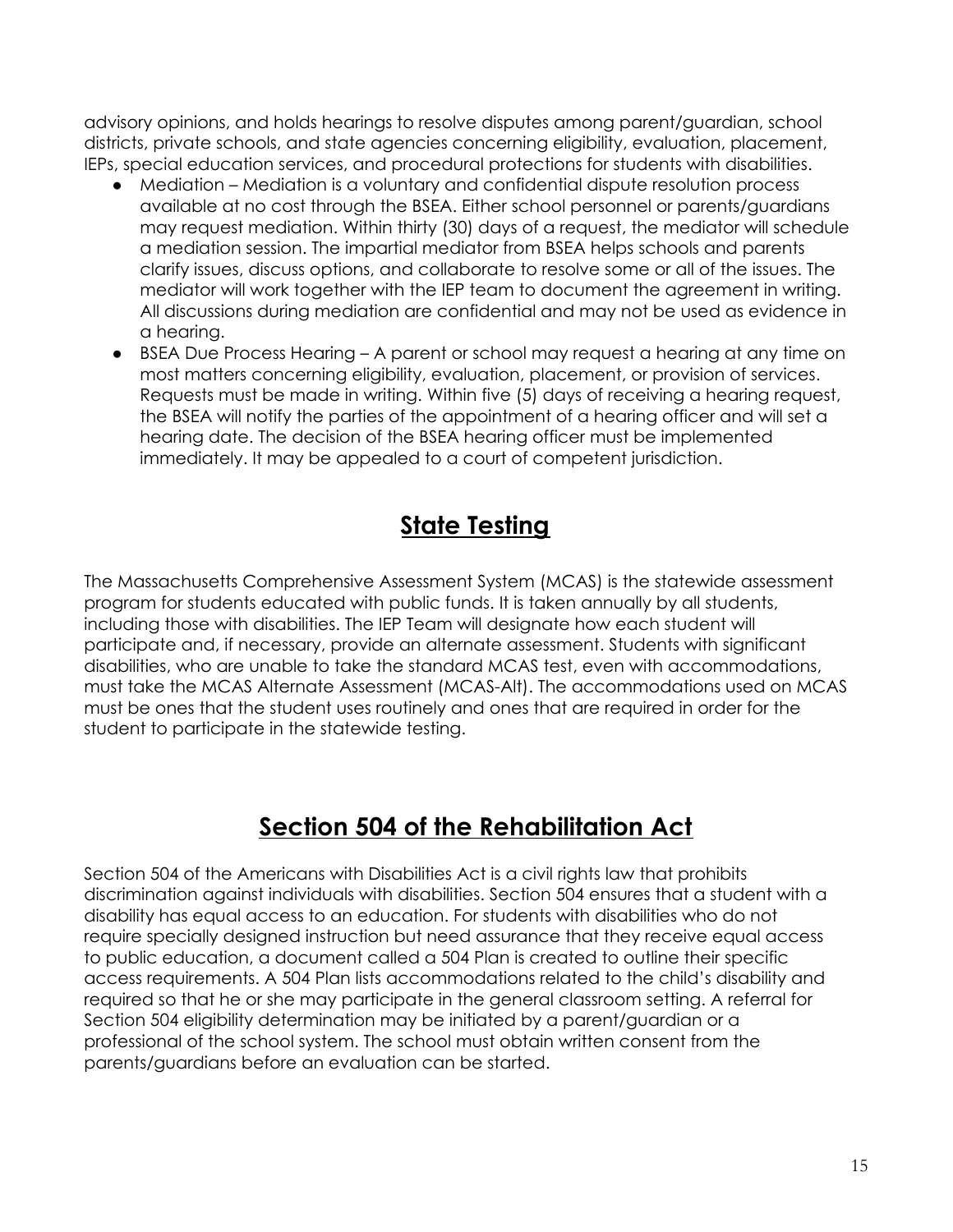advisory opinions, and holds hearings to resolve disputes among parent/guardian, school districts, private schools, and state agencies concerning eligibility, evaluation, placement, IEPs, special education services, and procedural protections for students with disabilities.

- Mediation – Mediation is a voluntary and confidential dispute resolution process available at no cost through the BSEA. Either school personnel or parents/guardians may request mediation. Within thirty (30) days of a request, the mediator will schedule a mediation session. The impartial mediator from BSEA helps schools and parents clarify issues, discuss options, and collaborate to resolve some or all of the issues. The mediator will work together with the IEP team to document the agreement in writing. All discussions during mediation are confidential and may not be used as evidence in a hearing.
- BSEA Due Process Hearing – A parent or school may request a hearing at any time on most matters concerning eligibility, evaluation, placement, or provision of services. Requests must be made in writing. Within five (5) days of receiving a hearing request, the BSEA will notify the parties of the appointment of a hearing officer and will set a hearing date. The decision of the BSEA hearing officer must be implemented immediately. It may be appealed to a court of competent jurisdiction.

## State Testing

The Massachusetts Comprehensive Assessment System (MCAS) is the statewide assessment program for students educated with public funds. It is taken annually by all students, including those with disabilities. The IEP Team will designate how each student will participate and, if necessary, provide an alternate assessment. Students with significant disabilities, who are unable to take the standard MCAS test, even with accommodations, must take the MCAS Alternate Assessment (MCAS-Alt). The accommodations used on MCAS must be ones that the student uses routinely and ones that are required in order for the student to participate in the statewide testing.

## Section 504 of the Rehabilitation Act

Section 504 of the Americans with Disabilities Act is a civil rights law that prohibits discrimination against individuals with disabilities. Section 504 ensures that a student with a disability has equal access to an education. For students with disabilities who do not require specially designed instruction but need assurance that they receive equal access to public education, a document called a 504 Plan is created to outline their specific access requirements. A 504 Plan lists accommodations related to the child's disability and required so that he or she may participate in the general classroom setting. A referral for Section 504 eligibility determination may be initiated by a parent/guardian or a professional of the school system. The school must obtain written consent from the parents/guardians before an evaluation can be started.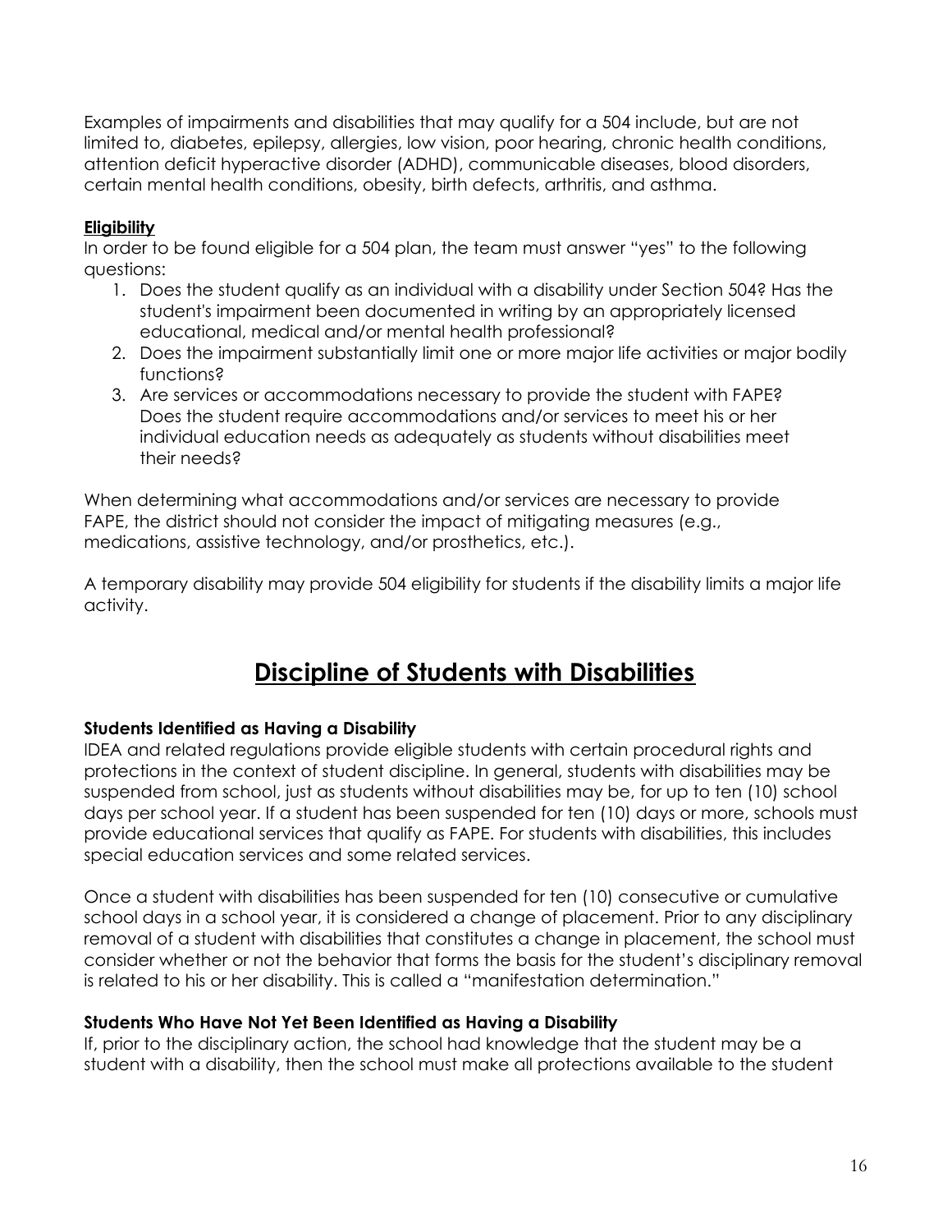Examples of impairments and disabilities that may qualify for a 504 include, but are not limited to, diabetes, epilepsy, allergies, low vision, poor hearing, chronic health conditions, attention deficit hyperactive disorder (ADHD), communicable diseases, blood disorders, certain mental health conditions, obesity, birth defects, arthritis, and asthma.

**Eligibility**

In order to be found eligible for a 504 plan, the team must answer "yes" to the following questions:

1. Does the student qualify as an individual with a disability under Section 504? Has the student's impairment been documented in writing by an appropriately licensed educational, medical and/or mental health professional?
2. Does the impairment substantially limit one or more major life activities or major bodily functions?
3. Are services or accommodations necessary to provide the student with FAPE? Does the student require accommodations and/or services to meet his or her individual education needs as adequately as students without disabilities meet their needs?

When determining what accommodations and/or services are necessary to provide FAPE, the district should not consider the impact of mitigating measures (e.g., medications, assistive technology, and/or prosthetics, etc.).

A temporary disability may provide 504 eligibility for students if the disability limits a major life activity.

# Discipline of Students with Disabilities

### Students Identified as Having a Disability

IDEA and related regulations provide eligible students with certain procedural rights and protections in the context of student discipline. In general, students with disabilities may be suspended from school, just as students without disabilities may be, for up to ten (10) school days per school year. If a student has been suspended for ten (10) days or more, schools must provide educational services that qualify as FAPE. For students with disabilities, this includes special education services and some related services.

Once a student with disabilities has been suspended for ten (10) consecutive or cumulative school days in a school year, it is considered a change of placement. Prior to any disciplinary removal of a student with disabilities that constitutes a change in placement, the school must consider whether or not the behavior that forms the basis for the student's disciplinary removal is related to his or her disability. This is called a "manifestation determination."

### Students Who Have Not Yet Been Identified as Having a Disability

If, prior to the disciplinary action, the school had knowledge that the student may be a student with a disability, then the school must make all protections available to the student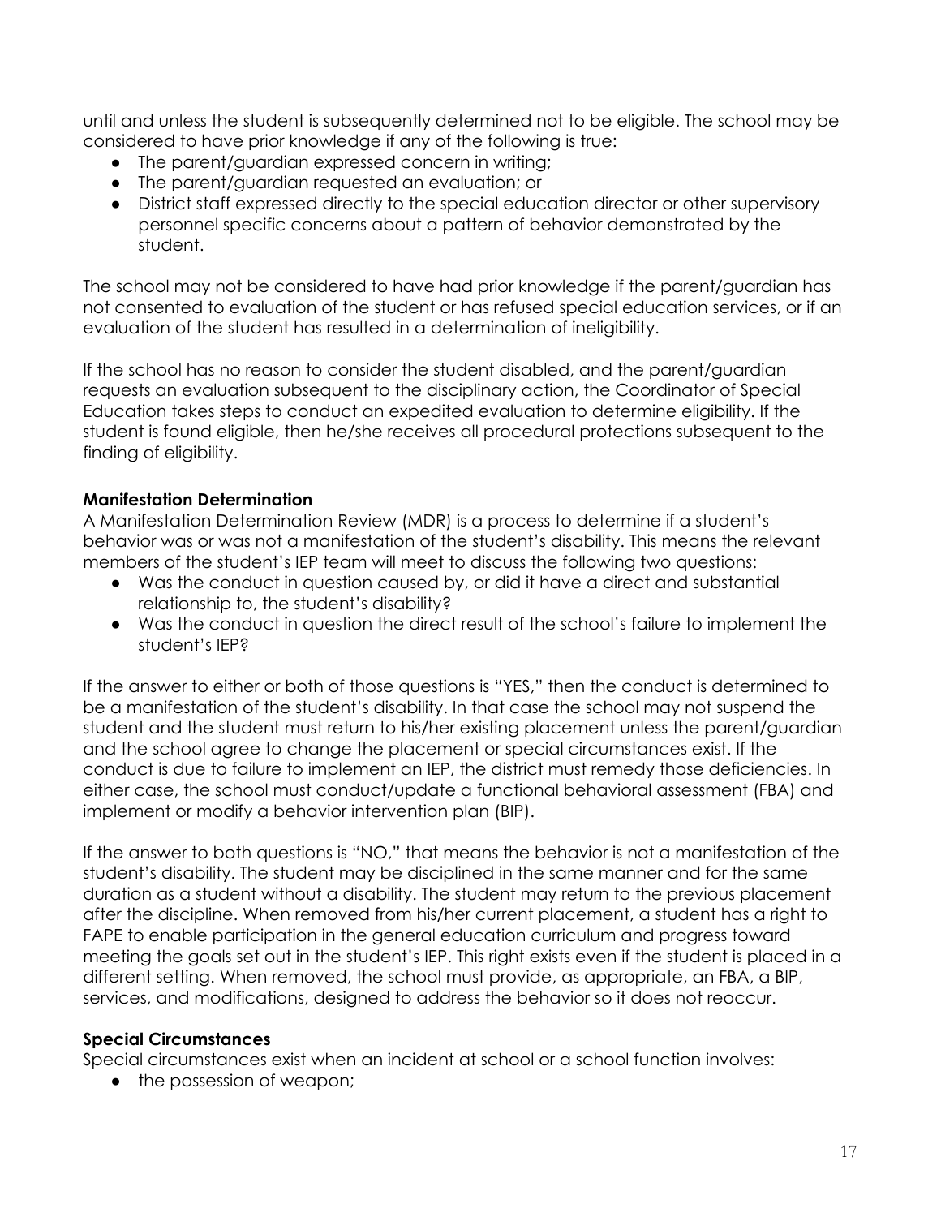until and unless the student is subsequently determined not to be eligible. The school may be considered to have prior knowledge if any of the following is true:

- The parent/guardian expressed concern in writing;
- The parent/guardian requested an evaluation; or
- District staff expressed directly to the special education director or other supervisory personnel specific concerns about a pattern of behavior demonstrated by the student.

The school may not be considered to have had prior knowledge if the parent/guardian has not consented to evaluation of the student or has refused special education services, or if an evaluation of the student has resulted in a determination of ineligibility.

If the school has no reason to consider the student disabled, and the parent/guardian requests an evaluation subsequent to the disciplinary action, the Coordinator of Special Education takes steps to conduct an expedited evaluation to determine eligibility. If the student is found eligible, then he/she receives all procedural protections subsequent to the finding of eligibility.

**Manifestation Determination**

A Manifestation Determination Review (MDR) is a process to determine if a student's behavior was or was not a manifestation of the student's disability. This means the relevant members of the student's IEP team will meet to discuss the following two questions:

- Was the conduct in question caused by, or did it have a direct and substantial relationship to, the student's disability?
- Was the conduct in question the direct result of the school's failure to implement the student's IEP?

If the answer to either or both of those questions is "YES," then the conduct is determined to be a manifestation of the student's disability. In that case the school may not suspend the student and the student must return to his/her existing placement unless the parent/guardian and the school agree to change the placement or special circumstances exist. If the conduct is due to failure to implement an IEP, the district must remedy those deficiencies. In either case, the school must conduct/update a functional behavioral assessment (FBA) and implement or modify a behavior intervention plan (BIP).

If the answer to both questions is "NO," that means the behavior is not a manifestation of the student's disability. The student may be disciplined in the same manner and for the same duration as a student without a disability. The student may return to the previous placement after the discipline. When removed from his/her current placement, a student has a right to FAPE to enable participation in the general education curriculum and progress toward meeting the goals set out in the student's IEP. This right exists even if the student is placed in a different setting. When removed, the school must provide, as appropriate, an FBA, a BIP, services, and modifications, designed to address the behavior so it does not reoccur.

**Special Circumstances**

Special circumstances exist when an incident at school or a school function involves:

- the possession of weapon;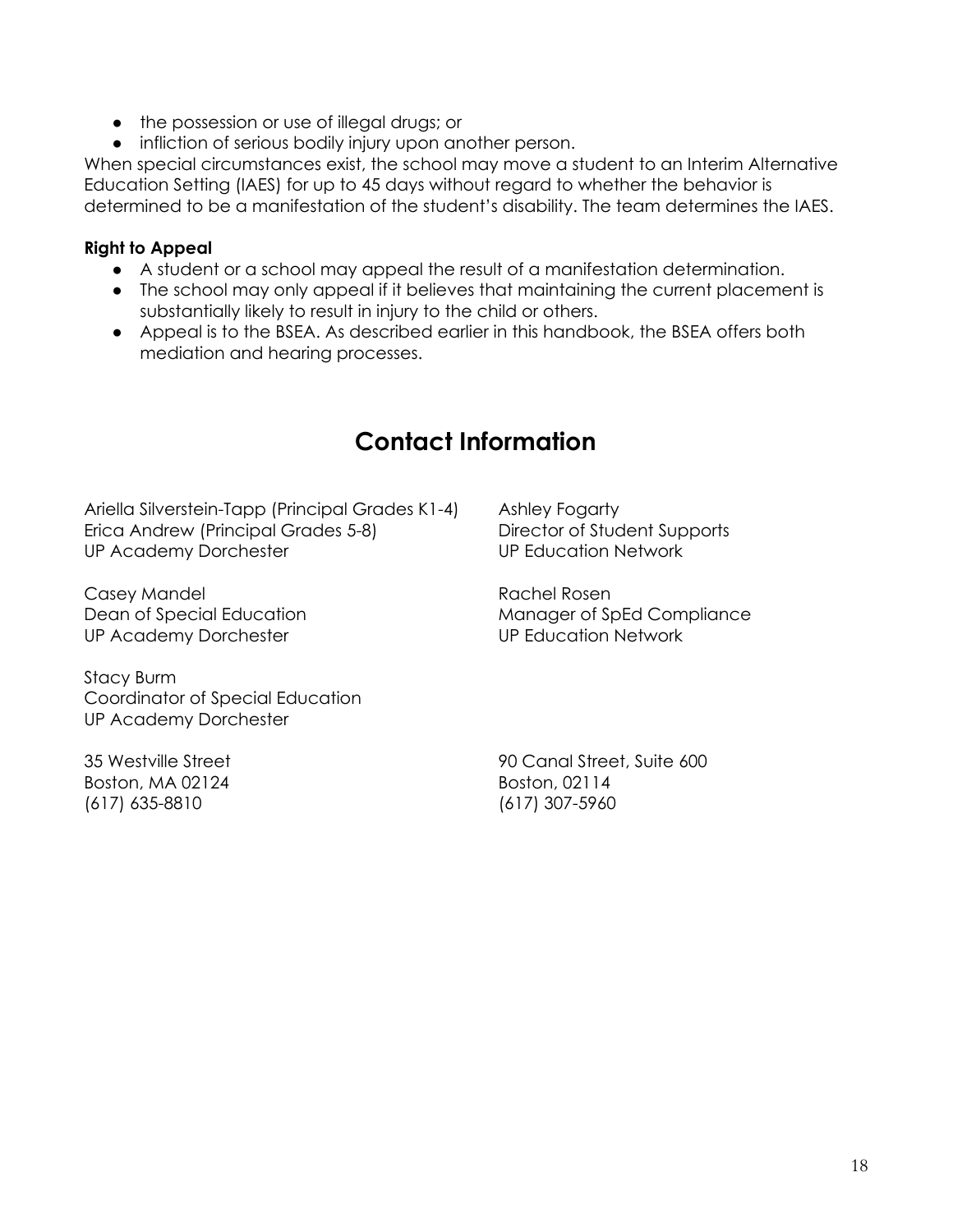- the possession or use of illegal drugs; or
- infliction of serious bodily injury upon another person.

When special circumstances exist, the school may move a student to an Interim Alternative Education Setting (IAES) for up to 45 days without regard to whether the behavior is determined to be a manifestation of the student's disability. The team determines the IAES.

**Right to Appeal**

- A student or a school may appeal the result of a manifestation determination.
- The school may only appeal if it believes that maintaining the current placement is substantially likely to result in injury to the child or others.
- Appeal is to the BSEA. As described earlier in this handbook, the BSEA offers both mediation and hearing processes.

# Contact Information

Ariella Silverstein-Tapp (Principal Grades K1-4)
Erica Andrew (Principal Grades 5-8)
UP Academy Dorchester

Casey Mandel
Dean of Special Education
UP Academy Dorchester

Stacy Burm
Coordinator of Special Education
UP Academy Dorchester

35 Westville Street
Boston, MA 02124
(617) 635-8810

Ashley Fogarty
Director of Student Supports
UP Education Network

Rachel Rosen
Manager of SpEd Compliance
UP Education Network

90 Canal Street, Suite 600
Boston, 02114
(617) 307-5960